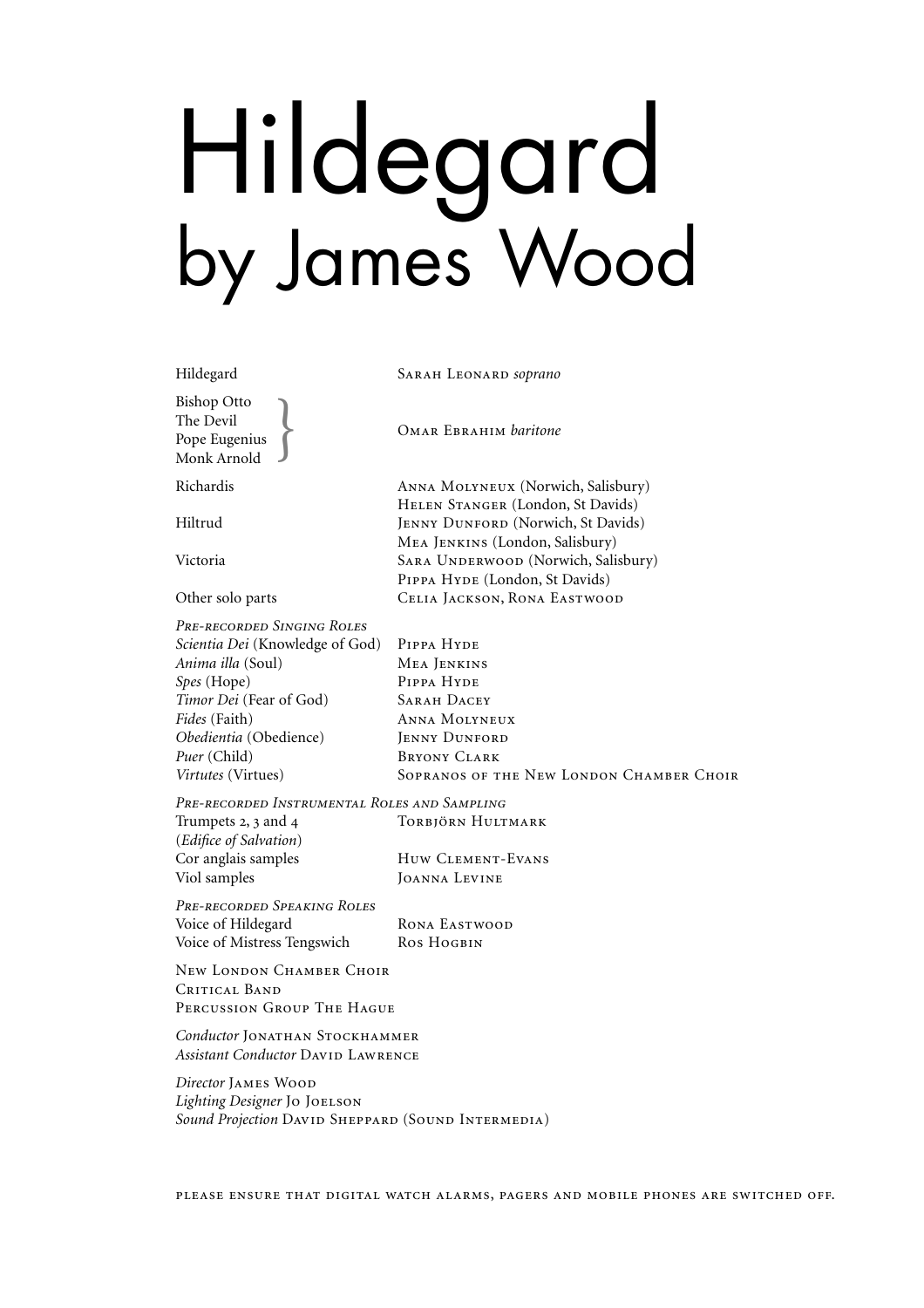# Hildegard
# by James Wood

| | |
|---|---|
| Hildegard | Sarah Leonard *soprano* |
| Bishop Otto<br>The Devil<br>Pope Eugenius<br>Monk Arnold | Omar Ebrahim *baritone* |
| Richardis | Anna Molyneux (Norwich, Salisbury)<br>Helen Stanger (London, St Davids) |
| Hiltrud | Jenny Dunford (Norwich, St Davids)<br>Mea Jenkins (London, Salisbury) |
| Victoria | Sara Underwood (Norwich, Salisbury)<br>Pippa Hyde (London, St Davids) |
| Other solo parts | Celia Jackson, Rona Eastwood |

*Pre-recorded Singing Roles*

| | |
|---|---|
| *Scientia Dei* (Knowledge of God) | Pippa Hyde |
| *Anima illa* (Soul) | Mea Jenkins |
| *Spes* (Hope) | Pippa Hyde |
| *Timor Dei* (Fear of God) | Sarah Dacey |
| *Fides* (Faith) | Anna Molyneux |
| *Obedientia* (Obedience) | Jenny Dunford |
| *Puer* (Child) | Bryony Clark |
| *Virtutes* (Virtues) | Sopranos of the New London Chamber Choir |

*Pre-recorded Instrumental Roles and Sampling*

| | |
|---|---|
| Trumpets 2, 3 and 4 (*Edifice of Salvation*) | Torbjörn Hultmark |
| Cor anglais samples | Huw Clement-Evans |
| Viol samples | Joanna Levine |

*Pre-recorded Speaking Roles*

| | |
|---|---|
| Voice of Hildegard | Rona Eastwood |
| Voice of Mistress Tengswich | Ros Hogbin |

New London Chamber Choir
Critical Band
Percussion Group The Hague

*Conductor* Jonathan Stockhammer
*Assistant Conductor* David Lawrence

*Director* James Wood
*Lighting Designer* Jo Joelson
*Sound Projection* David Sheppard (Sound Intermedia)

Please ensure that digital watch alarms, pagers and mobile phones are switched off.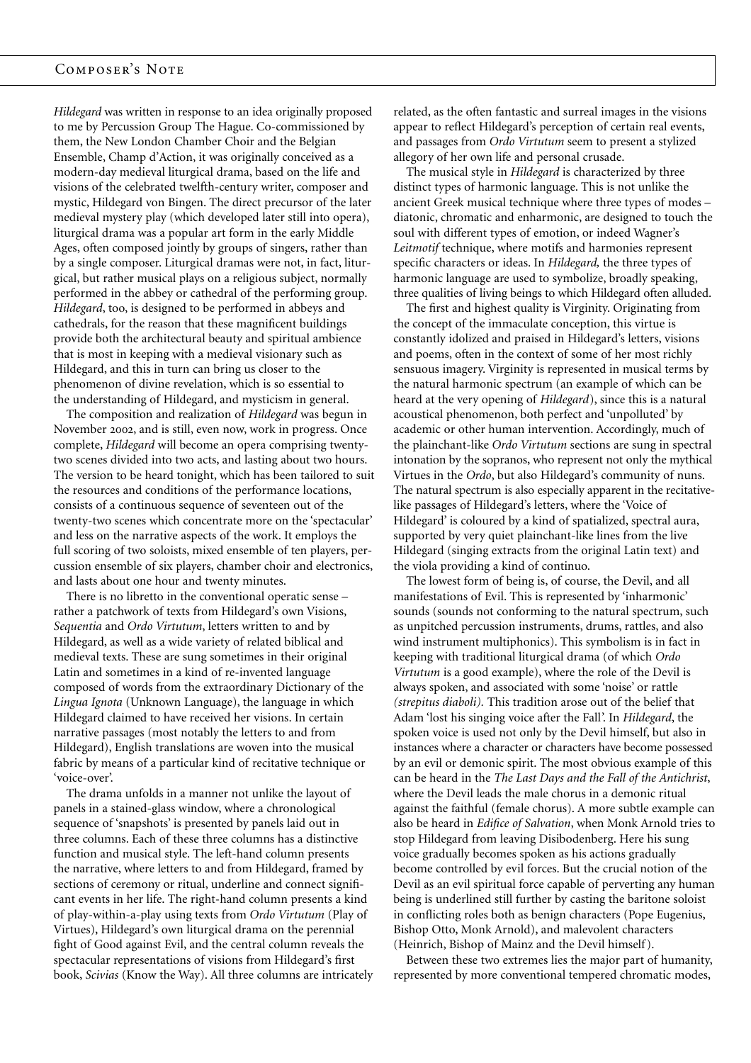## Composer's Note

*Hildegard* was written in response to an idea originally proposed to me by Percussion Group The Hague. Co-commissioned by them, the New London Chamber Choir and the Belgian Ensemble, Champ d'Action, it was originally conceived as a modern-day medieval liturgical drama, based on the life and visions of the celebrated twelfth-century writer, composer and mystic, Hildegard von Bingen. The direct precursor of the later medieval mystery play (which developed later still into opera), liturgical drama was a popular art form in the early Middle Ages, often composed jointly by groups of singers, rather than by a single composer. Liturgical dramas were not, in fact, liturgical, but rather musical plays on a religious subject, normally performed in the abbey or cathedral of the performing group. *Hildegard*, too, is designed to be performed in abbeys and cathedrals, for the reason that these magnificent buildings provide both the architectural beauty and spiritual ambience that is most in keeping with a medieval visionary such as Hildegard, and this in turn can bring us closer to the phenomenon of divine revelation, which is so essential to the understanding of Hildegard, and mysticism in general.

The composition and realization of *Hildegard* was begun in November 2002, and is still, even now, work in progress. Once complete, *Hildegard* will become an opera comprising twenty-two scenes divided into two acts, and lasting about two hours. The version to be heard tonight, which has been tailored to suit the resources and conditions of the performance locations, consists of a continuous sequence of seventeen out of the twenty-two scenes which concentrate more on the 'spectacular' and less on the narrative aspects of the work. It employs the full scoring of two soloists, mixed ensemble of ten players, percussion ensemble of six players, chamber choir and electronics, and lasts about one hour and twenty minutes.

There is no libretto in the conventional operatic sense – rather a patchwork of texts from Hildegard's own Visions, *Sequentia* and *Ordo Virtutum*, letters written to and by Hildegard, as well as a wide variety of related biblical and medieval texts. These are sung sometimes in their original Latin and sometimes in a kind of re-invented language composed of words from the extraordinary Dictionary of the *Lingua Ignota* (Unknown Language), the language in which Hildegard claimed to have received her visions. In certain narrative passages (most notably the letters to and from Hildegard), English translations are woven into the musical fabric by means of a particular kind of recitative technique or 'voice-over'.

The drama unfolds in a manner not unlike the layout of panels in a stained-glass window, where a chronological sequence of 'snapshots' is presented by panels laid out in three columns. Each of these three columns has a distinctive function and musical style. The left-hand column presents the narrative, where letters to and from Hildegard, framed by sections of ceremony or ritual, underline and connect significant events in her life. The right-hand column presents a kind of play-within-a-play using texts from *Ordo Virtutum* (Play of Virtues), Hildegard's own liturgical drama on the perennial fight of Good against Evil, and the central column reveals the spectacular representations of visions from Hildegard's first book, *Scivias* (Know the Way). All three columns are intricately related, as the often fantastic and surreal images in the visions appear to reflect Hildegard's perception of certain real events, and passages from *Ordo Virtutum* seem to present a stylized allegory of her own life and personal crusade.

The musical style in *Hildegard* is characterized by three distinct types of harmonic language. This is not unlike the ancient Greek musical technique where three types of modes – diatonic, chromatic and enharmonic, are designed to touch the soul with different types of emotion, or indeed Wagner's *Leitmotif* technique, where motifs and harmonies represent specific characters or ideas. In *Hildegard,* the three types of harmonic language are used to symbolize, broadly speaking, three qualities of living beings to which Hildegard often alluded.

The first and highest quality is Virginity. Originating from the concept of the immaculate conception, this virtue is constantly idolized and praised in Hildegard's letters, visions and poems, often in the context of some of her most richly sensuous imagery. Virginity is represented in musical terms by the natural harmonic spectrum (an example of which can be heard at the very opening of *Hildegard*), since this is a natural acoustical phenomenon, both perfect and 'unpolluted' by academic or other human intervention. Accordingly, much of the plainchant-like *Ordo Virtutum* sections are sung in spectral intonation by the sopranos, who represent not only the mythical Virtues in the *Ordo*, but also Hildegard's community of nuns. The natural spectrum is also especially apparent in the recitative-like passages of Hildegard's letters, where the 'Voice of Hildegard' is coloured by a kind of spatialized, spectral aura, supported by very quiet plainchant-like lines from the live Hildegard (singing extracts from the original Latin text) and the viola providing a kind of continuo.

The lowest form of being is, of course, the Devil, and all manifestations of Evil. This is represented by 'inharmonic' sounds (sounds not conforming to the natural spectrum, such as unpitched percussion instruments, drums, rattles, and also wind instrument multiphonics). This symbolism is in fact in keeping with traditional liturgical drama (of which *Ordo Virtutum* is a good example), where the role of the Devil is always spoken, and associated with some 'noise' or rattle *(strepitus diaboli).* This tradition arose out of the belief that Adam 'lost his singing voice after the Fall'. In *Hildegard*, the spoken voice is used not only by the Devil himself, but also in instances where a character or characters have become possessed by an evil or demonic spirit. The most obvious example of this can be heard in the *The Last Days and the Fall of the Antichrist*, where the Devil leads the male chorus in a demonic ritual against the faithful (female chorus). A more subtle example can also be heard in *Edifice of Salvation*, when Monk Arnold tries to stop Hildegard from leaving Disibodenberg. Here his sung voice gradually becomes spoken as his actions gradually become controlled by evil forces. But the crucial notion of the Devil as an evil spiritual force capable of perverting any human being is underlined still further by casting the baritone soloist in conflicting roles both as benign characters (Pope Eugenius, Bishop Otto, Monk Arnold), and malevolent characters (Heinrich, Bishop of Mainz and the Devil himself).

Between these two extremes lies the major part of humanity, represented by more conventional tempered chromatic modes,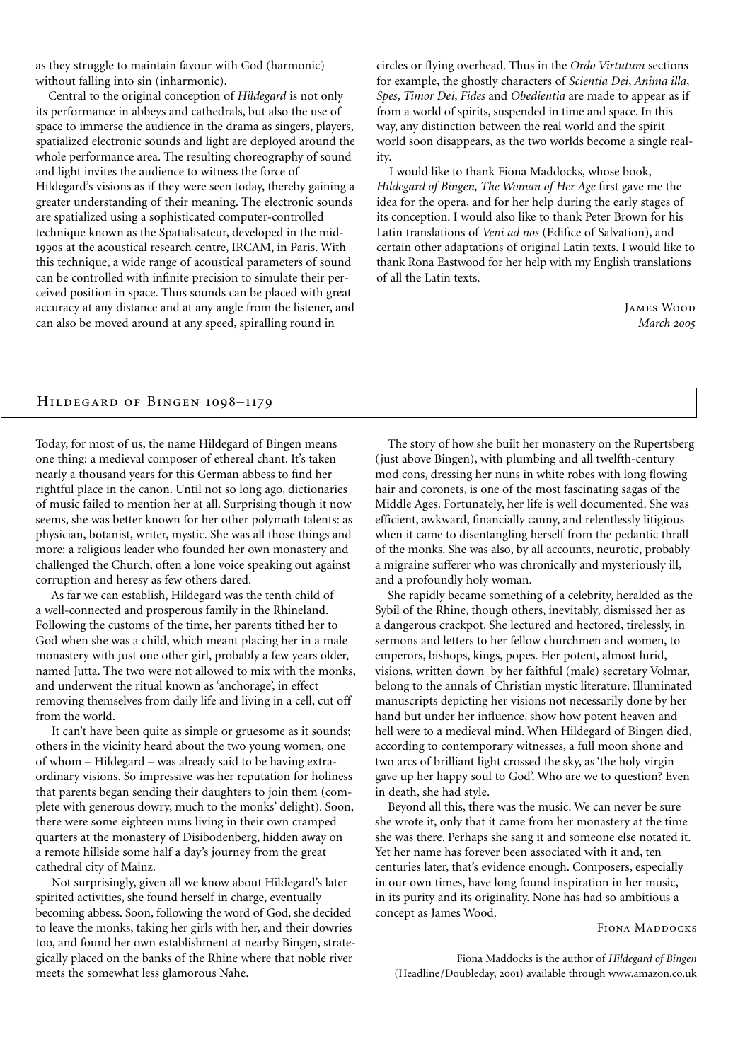as they struggle to maintain favour with God (harmonic) without falling into sin (inharmonic).

Central to the original conception of *Hildegard* is not only its performance in abbeys and cathedrals, but also the use of space to immerse the audience in the drama as singers, players, spatialized electronic sounds and light are deployed around the whole performance area. The resulting choreography of sound and light invites the audience to witness the force of Hildegard's visions as if they were seen today, thereby gaining a greater understanding of their meaning. The electronic sounds are spatialized using a sophisticated computer-controlled technique known as the Spatialisateur, developed in the mid-1990s at the acoustical research centre, IRCAM, in Paris. With this technique, a wide range of acoustical parameters of sound can be controlled with infinite precision to simulate their perceived position in space. Thus sounds can be placed with great accuracy at any distance and at any angle from the listener, and can also be moved around at any speed, spiralling round in circles or flying overhead. Thus in the *Ordo Virtutum* sections for example, the ghostly characters of *Scientia Dei*, *Anima illa*, *Spes*, *Timor Dei*, *Fides* and *Obedientia* are made to appear as if from a world of spirits, suspended in time and space. In this way, any distinction between the real world and the spirit world soon disappears, as the two worlds become a single reality.

I would like to thank Fiona Maddocks, whose book, *Hildegard of Bingen, The Woman of Her Age* first gave me the idea for the opera, and for her help during the early stages of its conception. I would also like to thank Peter Brown for his Latin translations of *Veni ad nos* (Edifice of Salvation), and certain other adaptations of original Latin texts. I would like to thank Rona Eastwood for her help with my English translations of all the Latin texts.

James Wood
*March 2005*

## Hildegard of Bingen 1098–1179

Today, for most of us, the name Hildegard of Bingen means one thing: a medieval composer of ethereal chant. It's taken nearly a thousand years for this German abbess to find her rightful place in the canon. Until not so long ago, dictionaries of music failed to mention her at all. Surprising though it now seems, she was better known for her other polymath talents: as physician, botanist, writer, mystic. She was all those things and more: a religious leader who founded her own monastery and challenged the Church, often a lone voice speaking out against corruption and heresy as few others dared.

As far we can establish, Hildegard was the tenth child of a well-connected and prosperous family in the Rhineland. Following the customs of the time, her parents tithed her to God when she was a child, which meant placing her in a male monastery with just one other girl, probably a few years older, named Jutta. The two were not allowed to mix with the monks, and underwent the ritual known as 'anchorage', in effect removing themselves from daily life and living in a cell, cut off from the world.

It can't have been quite as simple or gruesome as it sounds; others in the vicinity heard about the two young women, one of whom – Hildegard – was already said to be having extraordinary visions. So impressive was her reputation for holiness that parents began sending their daughters to join them (complete with generous dowry, much to the monks' delight). Soon, there were some eighteen nuns living in their own cramped quarters at the monastery of Disibodenberg, hidden away on a remote hillside some half a day's journey from the great cathedral city of Mainz.

Not surprisingly, given all we know about Hildegard's later spirited activities, she found herself in charge, eventually becoming abbess. Soon, following the word of God, she decided to leave the monks, taking her girls with her, and their dowries too, and found her own establishment at nearby Bingen, strategically placed on the banks of the Rhine where that noble river meets the somewhat less glamorous Nahe.

The story of how she built her monastery on the Rupertsberg (just above Bingen), with plumbing and all twelfth-century mod cons, dressing her nuns in white robes with long flowing hair and coronets, is one of the most fascinating sagas of the Middle Ages. Fortunately, her life is well documented. She was efficient, awkward, financially canny, and relentlessly litigious when it came to disentangling herself from the pedantic thrall of the monks. She was also, by all accounts, neurotic, probably a migraine sufferer who was chronically and mysteriously ill, and a profoundly holy woman.

She rapidly became something of a celebrity, heralded as the Sybil of the Rhine, though others, inevitably, dismissed her as a dangerous crackpot. She lectured and hectored, tirelessly, in sermons and letters to her fellow churchmen and women, to emperors, bishops, kings, popes. Her potent, almost lurid, visions, written down by her faithful (male) secretary Volmar, belong to the annals of Christian mystic literature. Illuminated manuscripts depicting her visions not necessarily done by her hand but under her influence, show how potent heaven and hell were to a medieval mind. When Hildegard of Bingen died, according to contemporary witnesses, a full moon shone and two arcs of brilliant light crossed the sky, as 'the holy virgin gave up her happy soul to God'. Who are we to question? Even in death, she had style.

Beyond all this, there was the music. We can never be sure she wrote it, only that it came from her monastery at the time she was there. Perhaps she sang it and someone else notated it. Yet her name has forever been associated with it and, ten centuries later, that's evidence enough. Composers, especially in our own times, have long found inspiration in her music, in its purity and its originality. None has had so ambitious a concept as James Wood.

Fiona Maddocks

Fiona Maddocks is the author of *Hildegard of Bingen* (Headline/Doubleday, 2001) available through www.amazon.co.uk